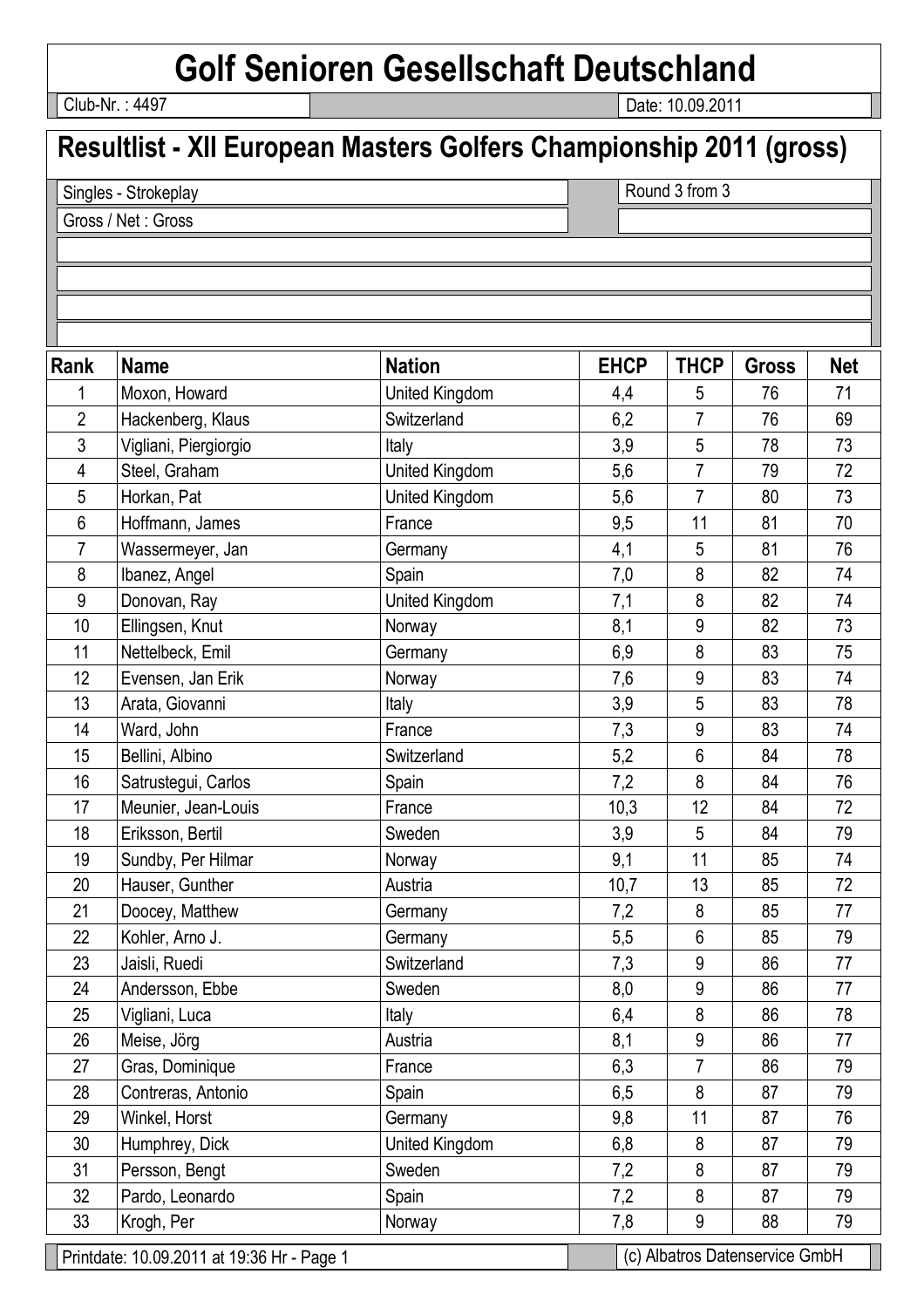# Golf Senioren Gesellschaft Deutschland

Club-Nr. : 4497

Date: 10.09.2011

## Resultlist - XII European Masters Golfers Championship 2011 (gross)

Singles - Strokeplay

Round 3 from 3

Gross / Net : Gross

| Rank | Name | Nation | EHCP | THCP | Gross | Net |
|---|---|---|---|---|---|---|
| 1 | Moxon, Howard | United Kingdom | 4,4 | 5 | 76 | 71 |
| 2 | Hackenberg, Klaus | Switzerland | 6,2 | 7 | 76 | 69 |
| 3 | Vigliani, Piergiorgio | Italy | 3,9 | 5 | 78 | 73 |
| 4 | Steel, Graham | United Kingdom | 5,6 | 7 | 79 | 72 |
| 5 | Horkan, Pat | United Kingdom | 5,6 | 7 | 80 | 73 |
| 6 | Hoffmann, James | France | 9,5 | 11 | 81 | 70 |
| 7 | Wassermeyer, Jan | Germany | 4,1 | 5 | 81 | 76 |
| 8 | Ibanez, Angel | Spain | 7,0 | 8 | 82 | 74 |
| 9 | Donovan, Ray | United Kingdom | 7,1 | 8 | 82 | 74 |
| 10 | Ellingsen, Knut | Norway | 8,1 | 9 | 82 | 73 |
| 11 | Nettelbeck, Emil | Germany | 6,9 | 8 | 83 | 75 |
| 12 | Evensen, Jan Erik | Norway | 7,6 | 9 | 83 | 74 |
| 13 | Arata, Giovanni | Italy | 3,9 | 5 | 83 | 78 |
| 14 | Ward, John | France | 7,3 | 9 | 83 | 74 |
| 15 | Bellini, Albino | Switzerland | 5,2 | 6 | 84 | 78 |
| 16 | Satrustegui, Carlos | Spain | 7,2 | 8 | 84 | 76 |
| 17 | Meunier, Jean-Louis | France | 10,3 | 12 | 84 | 72 |
| 18 | Eriksson, Bertil | Sweden | 3,9 | 5 | 84 | 79 |
| 19 | Sundby, Per Hilmar | Norway | 9,1 | 11 | 85 | 74 |
| 20 | Hauser, Gunther | Austria | 10,7 | 13 | 85 | 72 |
| 21 | Doocey, Matthew | Germany | 7,2 | 8 | 85 | 77 |
| 22 | Kohler, Arno J. | Germany | 5,5 | 6 | 85 | 79 |
| 23 | Jaisli, Ruedi | Switzerland | 7,3 | 9 | 86 | 77 |
| 24 | Andersson, Ebbe | Sweden | 8,0 | 9 | 86 | 77 |
| 25 | Vigliani, Luca | Italy | 6,4 | 8 | 86 | 78 |
| 26 | Meise, Jörg | Austria | 8,1 | 9 | 86 | 77 |
| 27 | Gras, Dominique | France | 6,3 | 7 | 86 | 79 |
| 28 | Contreras, Antonio | Spain | 6,5 | 8 | 87 | 79 |
| 29 | Winkel, Horst | Germany | 9,8 | 11 | 87 | 76 |
| 30 | Humphrey, Dick | United Kingdom | 6,8 | 8 | 87 | 79 |
| 31 | Persson, Bengt | Sweden | 7,2 | 8 | 87 | 79 |
| 32 | Pardo, Leonardo | Spain | 7,2 | 8 | 87 | 79 |
| 33 | Krogh, Per | Norway | 7,8 | 9 | 88 | 79 |

Printdate: 10.09.2011 at 19:36 Hr - Page 1

(c) Albatros Datenservice GmbH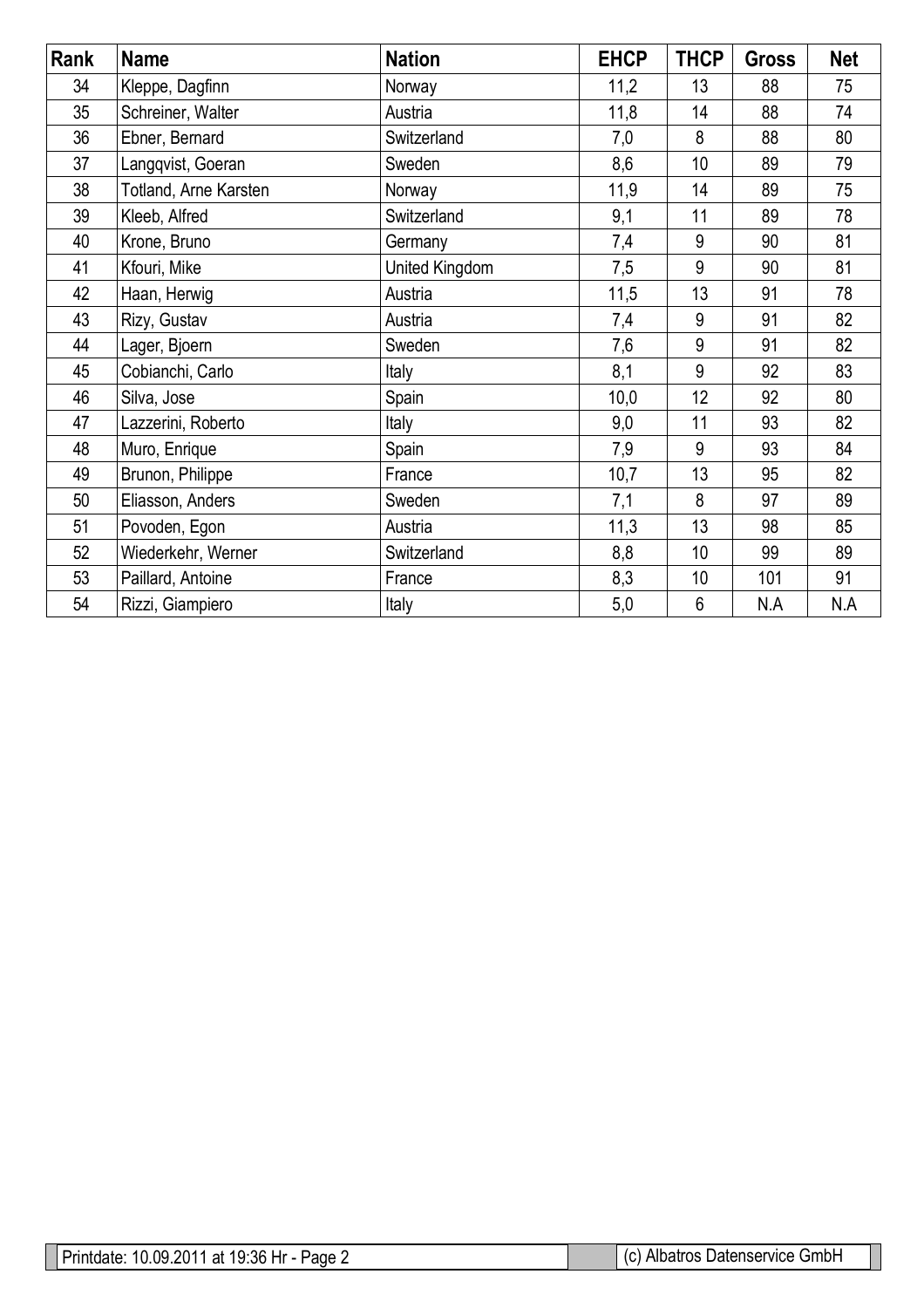| Rank | Name | Nation | EHCP | THCP | Gross | Net |
|---|---|---|---|---|---|---|
| 34 | Kleppe, Dagfinn | Norway | 11,2 | 13 | 88 | 75 |
| 35 | Schreiner, Walter | Austria | 11,8 | 14 | 88 | 74 |
| 36 | Ebner, Bernard | Switzerland | 7,0 | 8 | 88 | 80 |
| 37 | Langqvist, Goeran | Sweden | 8,6 | 10 | 89 | 79 |
| 38 | Totland, Arne Karsten | Norway | 11,9 | 14 | 89 | 75 |
| 39 | Kleeb, Alfred | Switzerland | 9,1 | 11 | 89 | 78 |
| 40 | Krone, Bruno | Germany | 7,4 | 9 | 90 | 81 |
| 41 | Kfouri, Mike | United Kingdom | 7,5 | 9 | 90 | 81 |
| 42 | Haan, Herwig | Austria | 11,5 | 13 | 91 | 78 |
| 43 | Rizy, Gustav | Austria | 7,4 | 9 | 91 | 82 |
| 44 | Lager, Bjoern | Sweden | 7,6 | 9 | 91 | 82 |
| 45 | Cobianchi, Carlo | Italy | 8,1 | 9 | 92 | 83 |
| 46 | Silva, Jose | Spain | 10,0 | 12 | 92 | 80 |
| 47 | Lazzerini, Roberto | Italy | 9,0 | 11 | 93 | 82 |
| 48 | Muro, Enrique | Spain | 7,9 | 9 | 93 | 84 |
| 49 | Brunon, Philippe | France | 10,7 | 13 | 95 | 82 |
| 50 | Eliasson, Anders | Sweden | 7,1 | 8 | 97 | 89 |
| 51 | Povoden, Egon | Austria | 11,3 | 13 | 98 | 85 |
| 52 | Wiederkehr, Werner | Switzerland | 8,8 | 10 | 99 | 89 |
| 53 | Paillard, Antoine | France | 8,3 | 10 | 101 | 91 |
| 54 | Rizzi, Giampiero | Italy | 5,0 | 6 | N.A | N.A |

Printdate: 10.09.2011 at 19:36 Hr - Page 2 | (c) Albatros Datenservice GmbH